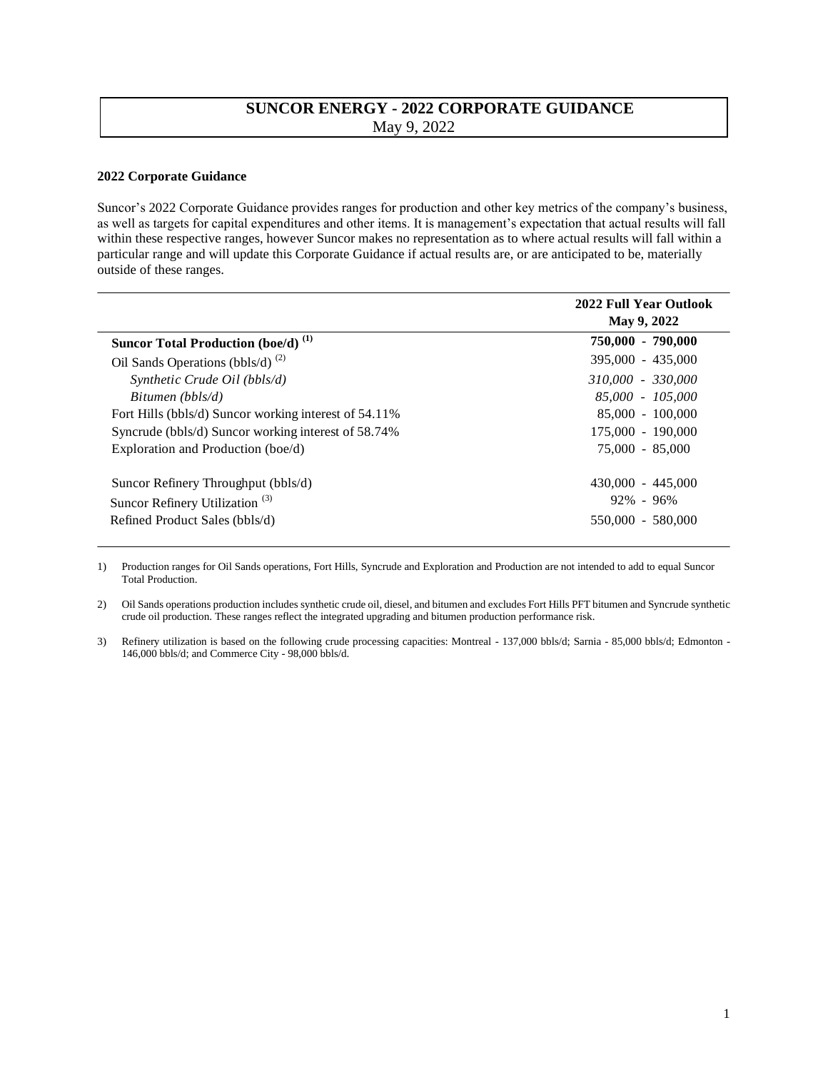# SUNCOR ENERGY - 2022 CORPORATE GUIDANCE

May 9, 2022

### 2022 Corporate Guidance

Suncor's 2022 Corporate Guidance provides ranges for production and other key metrics of the company's business, as well as targets for capital expenditures and other items. It is management's expectation that actual results will fall within these respective ranges, however Suncor makes no representation as to where actual results will fall within a particular range and will update this Corporate Guidance if actual results are, or are anticipated to be, materially outside of these ranges.

| | **2022 Full Year Outlook May 9, 2022** |
|---|---|
| **Suncor Total Production (boe/d) (1)** | **750,000 - 790,000** |
| Oil Sands Operations (bbls/d) (2) | 395,000 - 435,000 |
| *Synthetic Crude Oil (bbls/d)* | *310,000 - 330,000* |
| *Bitumen (bbls/d)* | *85,000 - 105,000* |
| Fort Hills (bbls/d) Suncor working interest of 54.11% | 85,000 - 100,000 |
| Syncrude (bbls/d) Suncor working interest of 58.74% | 175,000 - 190,000 |
| Exploration and Production (boe/d) | 75,000 - 85,000 |
| Suncor Refinery Throughput (bbls/d) | 430,000 - 445,000 |
| Suncor Refinery Utilization (3) | 92% - 96% |
| Refined Product Sales (bbls/d) | 550,000 - 580,000 |

1) Production ranges for Oil Sands operations, Fort Hills, Syncrude and Exploration and Production are not intended to add to equal Suncor Total Production.

2) Oil Sands operations production includes synthetic crude oil, diesel, and bitumen and excludes Fort Hills PFT bitumen and Syncrude synthetic crude oil production. These ranges reflect the integrated upgrading and bitumen production performance risk.

3) Refinery utilization is based on the following crude processing capacities: Montreal - 137,000 bbls/d; Sarnia - 85,000 bbls/d; Edmonton - 146,000 bbls/d; and Commerce City - 98,000 bbls/d.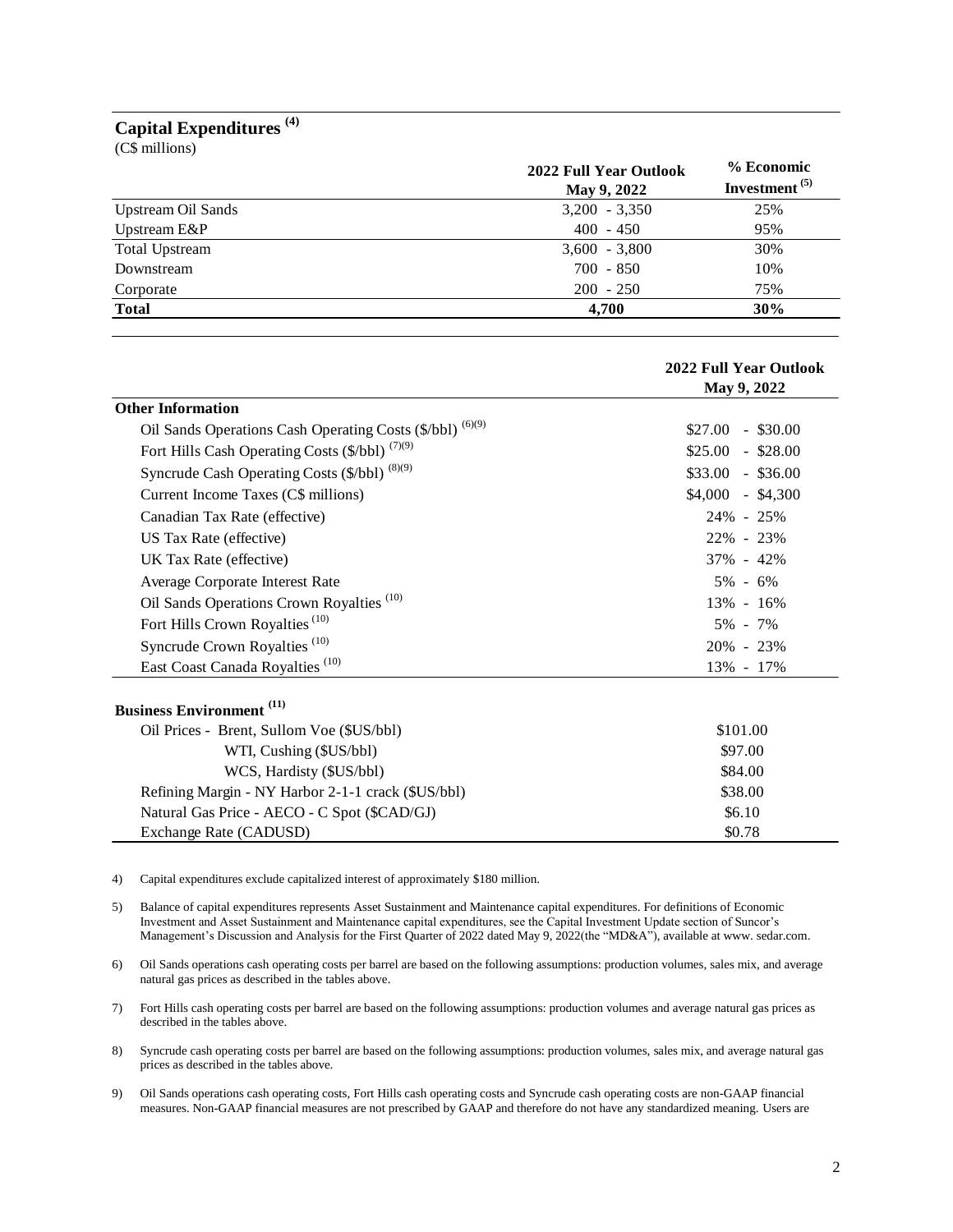## Capital Expenditures [4]

(C$ millions)

| | 2022 Full Year Outlook May 9, 2022 | % Economic Investment [5] |
|---|---|---|
| Upstream Oil Sands | 3,200 - 3,350 | 25% |
| Upstream E&P | 400 - 450 | 95% |
| Total Upstream | 3,600 - 3,800 | 30% |
| Downstream | 700 - 850 | 10% |
| Corporate | 200 - 250 | 75% |
| **Total** | **4,700** | **30%** |

| | 2022 Full Year Outlook May 9, 2022 |
|---|---|
| **Other Information** | |
| Oil Sands Operations Cash Operating Costs ($/bbl) [6][9] | $27.00 - $30.00 |
| Fort Hills Cash Operating Costs ($/bbl) [7][9] | $25.00 - $28.00 |
| Syncrude Cash Operating Costs ($/bbl) [8][9] | $33.00 - $36.00 |
| Current Income Taxes (C$ millions) | $4,000 - $4,300 |
| Canadian Tax Rate (effective) | 24% - 25% |
| US Tax Rate (effective) | 22% - 23% |
| UK Tax Rate (effective) | 37% - 42% |
| Average Corporate Interest Rate | 5% - 6% |
| Oil Sands Operations Crown Royalties [10] | 13% - 16% |
| Fort Hills Crown Royalties [10] | 5% - 7% |
| Syncrude Crown Royalties [10] | 20% - 23% |
| East Coast Canada Royalties [10] | 13% - 17% |
| **Business Environment [11]** | |
| Oil Prices - Brent, Sullom Voe ($US/bbl) | $101.00 |
| WTI, Cushing ($US/bbl) | $97.00 |
| WCS, Hardisty ($US/bbl) | $84.00 |
| Refining Margin - NY Harbor 2-1-1 crack ($US/bbl) | $38.00 |
| Natural Gas Price - AECO - C Spot ($CAD/GJ) | $6.10 |
| Exchange Rate (CADUSD) | $0.78 |

4) Capital expenditures exclude capitalized interest of approximately $180 million.

5) Balance of capital expenditures represents Asset Sustainment and Maintenance capital expenditures. For definitions of Economic Investment and Asset Sustainment and Maintenance capital expenditures, see the Capital Investment Update section of Suncor's Management's Discussion and Analysis for the First Quarter of 2022 dated May 9, 2022(the "MD&A"), available at www. sedar.com.

6) Oil Sands operations cash operating costs per barrel are based on the following assumptions: production volumes, sales mix, and average natural gas prices as described in the tables above.

7) Fort Hills cash operating costs per barrel are based on the following assumptions: production volumes and average natural gas prices as described in the tables above.

8) Syncrude cash operating costs per barrel are based on the following assumptions: production volumes, sales mix, and average natural gas prices as described in the tables above.

9) Oil Sands operations cash operating costs, Fort Hills cash operating costs and Syncrude cash operating costs are non-GAAP financial measures. Non-GAAP financial measures are not prescribed by GAAP and therefore do not have any standardized meaning. Users are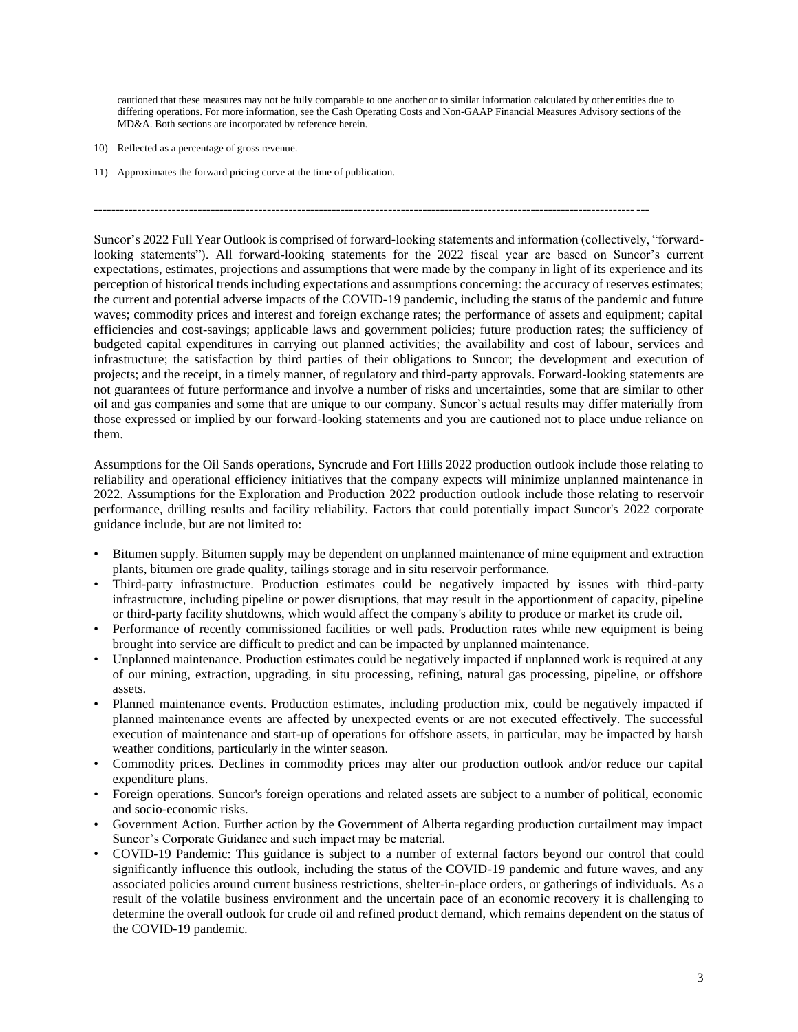cautioned that these measures may not be fully comparable to one another or to similar information calculated by other entities due to differing operations. For more information, see the Cash Operating Costs and Non-GAAP Financial Measures Advisory sections of the MD&A. Both sections are incorporated by reference herein.

10) Reflected as a percentage of gross revenue.

11) Approximates the forward pricing curve at the time of publication.

---

Suncor's 2022 Full Year Outlook is comprised of forward-looking statements and information (collectively, "forward-looking statements"). All forward-looking statements for the 2022 fiscal year are based on Suncor's current expectations, estimates, projections and assumptions that were made by the company in light of its experience and its perception of historical trends including expectations and assumptions concerning: the accuracy of reserves estimates; the current and potential adverse impacts of the COVID-19 pandemic, including the status of the pandemic and future waves; commodity prices and interest and foreign exchange rates; the performance of assets and equipment; capital efficiencies and cost-savings; applicable laws and government policies; future production rates; the sufficiency of budgeted capital expenditures in carrying out planned activities; the availability and cost of labour, services and infrastructure; the satisfaction by third parties of their obligations to Suncor; the development and execution of projects; and the receipt, in a timely manner, of regulatory and third-party approvals. Forward-looking statements are not guarantees of future performance and involve a number of risks and uncertainties, some that are similar to other oil and gas companies and some that are unique to our company. Suncor's actual results may differ materially from those expressed or implied by our forward-looking statements and you are cautioned not to place undue reliance on them.

Assumptions for the Oil Sands operations, Syncrude and Fort Hills 2022 production outlook include those relating to reliability and operational efficiency initiatives that the company expects will minimize unplanned maintenance in 2022. Assumptions for the Exploration and Production 2022 production outlook include those relating to reservoir performance, drilling results and facility reliability. Factors that could potentially impact Suncor's 2022 corporate guidance include, but are not limited to:

- Bitumen supply. Bitumen supply may be dependent on unplanned maintenance of mine equipment and extraction plants, bitumen ore grade quality, tailings storage and in situ reservoir performance.
- Third-party infrastructure. Production estimates could be negatively impacted by issues with third-party infrastructure, including pipeline or power disruptions, that may result in the apportionment of capacity, pipeline or third-party facility shutdowns, which would affect the company's ability to produce or market its crude oil.
- Performance of recently commissioned facilities or well pads. Production rates while new equipment is being brought into service are difficult to predict and can be impacted by unplanned maintenance.
- Unplanned maintenance. Production estimates could be negatively impacted if unplanned work is required at any of our mining, extraction, upgrading, in situ processing, refining, natural gas processing, pipeline, or offshore assets.
- Planned maintenance events. Production estimates, including production mix, could be negatively impacted if planned maintenance events are affected by unexpected events or are not executed effectively. The successful execution of maintenance and start-up of operations for offshore assets, in particular, may be impacted by harsh weather conditions, particularly in the winter season.
- Commodity prices. Declines in commodity prices may alter our production outlook and/or reduce our capital expenditure plans.
- Foreign operations. Suncor's foreign operations and related assets are subject to a number of political, economic and socio-economic risks.
- Government Action. Further action by the Government of Alberta regarding production curtailment may impact Suncor's Corporate Guidance and such impact may be material.
- COVID-19 Pandemic: This guidance is subject to a number of external factors beyond our control that could significantly influence this outlook, including the status of the COVID-19 pandemic and future waves, and any associated policies around current business restrictions, shelter-in-place orders, or gatherings of individuals. As a result of the volatile business environment and the uncertain pace of an economic recovery it is challenging to determine the overall outlook for crude oil and refined product demand, which remains dependent on the status of the COVID-19 pandemic.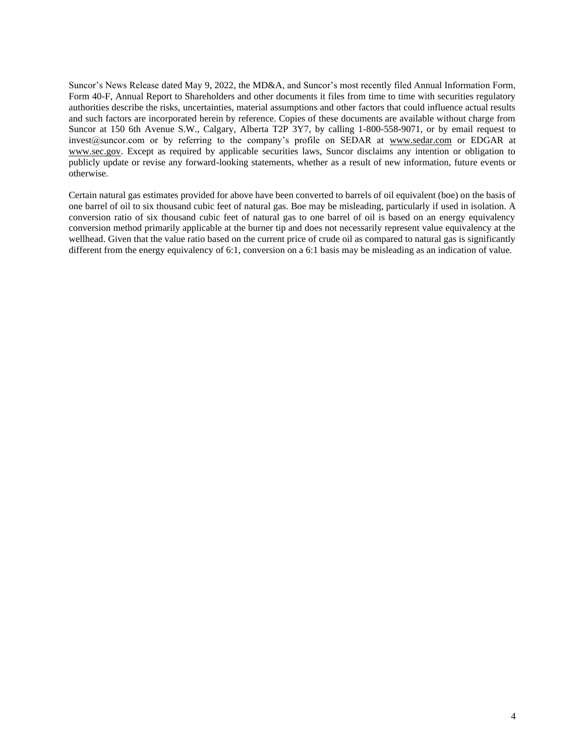Suncor's News Release dated May 9, 2022, the MD&A, and Suncor's most recently filed Annual Information Form, Form 40-F, Annual Report to Shareholders and other documents it files from time to time with securities regulatory authorities describe the risks, uncertainties, material assumptions and other factors that could influence actual results and such factors are incorporated herein by reference. Copies of these documents are available without charge from Suncor at 150 6th Avenue S.W., Calgary, Alberta T2P 3Y7, by calling 1-800-558-9071, or by email request to invest@suncor.com or by referring to the company's profile on SEDAR at www.sedar.com or EDGAR at www.sec.gov. Except as required by applicable securities laws, Suncor disclaims any intention or obligation to publicly update or revise any forward-looking statements, whether as a result of new information, future events or otherwise.

Certain natural gas estimates provided for above have been converted to barrels of oil equivalent (boe) on the basis of one barrel of oil to six thousand cubic feet of natural gas. Boe may be misleading, particularly if used in isolation. A conversion ratio of six thousand cubic feet of natural gas to one barrel of oil is based on an energy equivalency conversion method primarily applicable at the burner tip and does not necessarily represent value equivalency at the wellhead. Given that the value ratio based on the current price of crude oil as compared to natural gas is significantly different from the energy equivalency of 6:1, conversion on a 6:1 basis may be misleading as an indication of value.